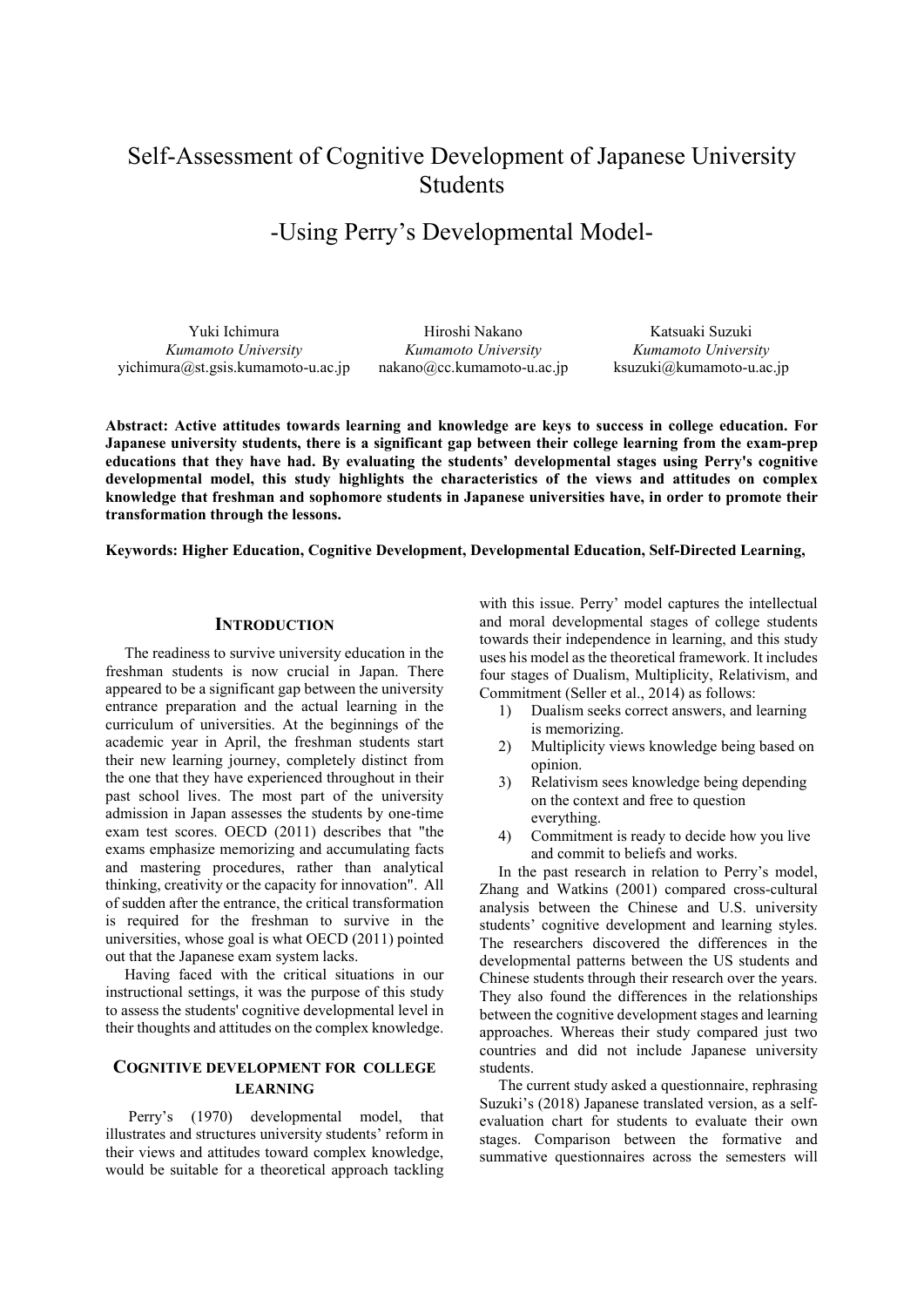# Self-Assessment of Cognitive Development of Japanese University Students

## -Using Perry's Developmental Model-

Yuki Ichimura
*Kumamoto University*
yichimura@st.gsis.kumamoto-u.ac.jp

Hiroshi Nakano
*Kumamoto University*
nakano@cc.kumamoto-u.ac.jp

Katsuaki Suzuki
*Kumamoto University*
ksuzuki@kumamoto-u.ac.jp

**Abstract: Active attitudes towards learning and knowledge are keys to success in college education. For Japanese university students, there is a significant gap between their college learning from the exam-prep educations that they have had. By evaluating the students' developmental stages using Perry's cognitive developmental model, this study highlights the characteristics of the views and attitudes on complex knowledge that freshman and sophomore students in Japanese universities have, in order to promote their transformation through the lessons.**

**Keywords: Higher Education, Cognitive Development, Developmental Education, Self-Directed Learning,**

## INTRODUCTION

The readiness to survive university education in the freshman students is now crucial in Japan. There appeared to be a significant gap between the university entrance preparation and the actual learning in the curriculum of universities. At the beginnings of the academic year in April, the freshman students start their new learning journey, completely distinct from the one that they have experienced throughout in their past school lives. The most part of the university admission in Japan assesses the students by one-time exam test scores. OECD (2011) describes that "the exams emphasize memorizing and accumulating facts and mastering procedures, rather than analytical thinking, creativity or the capacity for innovation". All of sudden after the entrance, the critical transformation is required for the freshman to survive in the universities, whose goal is what OECD (2011) pointed out that the Japanese exam system lacks.

Having faced with the critical situations in our instructional settings, it was the purpose of this study to assess the students' cognitive developmental level in their thoughts and attitudes on the complex knowledge.

## COGNITIVE DEVELOPMENT FOR COLLEGE LEARNING

Perry's (1970) developmental model, that illustrates and structures university students' reform in their views and attitudes toward complex knowledge, would be suitable for a theoretical approach tackling with this issue. Perry' model captures the intellectual and moral developmental stages of college students towards their independence in learning, and this study uses his model as the theoretical framework. It includes four stages of Dualism, Multiplicity, Relativism, and Commitment (Seller et al., 2014) as follows:

1) Dualism seeks correct answers, and learning is memorizing.
2) Multiplicity views knowledge being based on opinion.
3) Relativism sees knowledge being depending on the context and free to question everything.
4) Commitment is ready to decide how you live and commit to beliefs and works.

In the past research in relation to Perry's model, Zhang and Watkins (2001) compared cross-cultural analysis between the Chinese and U.S. university students' cognitive development and learning styles. The researchers discovered the differences in the developmental patterns between the US students and Chinese students through their research over the years. They also found the differences in the relationships between the cognitive development stages and learning approaches. Whereas their study compared just two countries and did not include Japanese university students.

The current study asked a questionnaire, rephrasing Suzuki's (2018) Japanese translated version, as a self-evaluation chart for students to evaluate their own stages. Comparison between the formative and summative questionnaires across the semesters will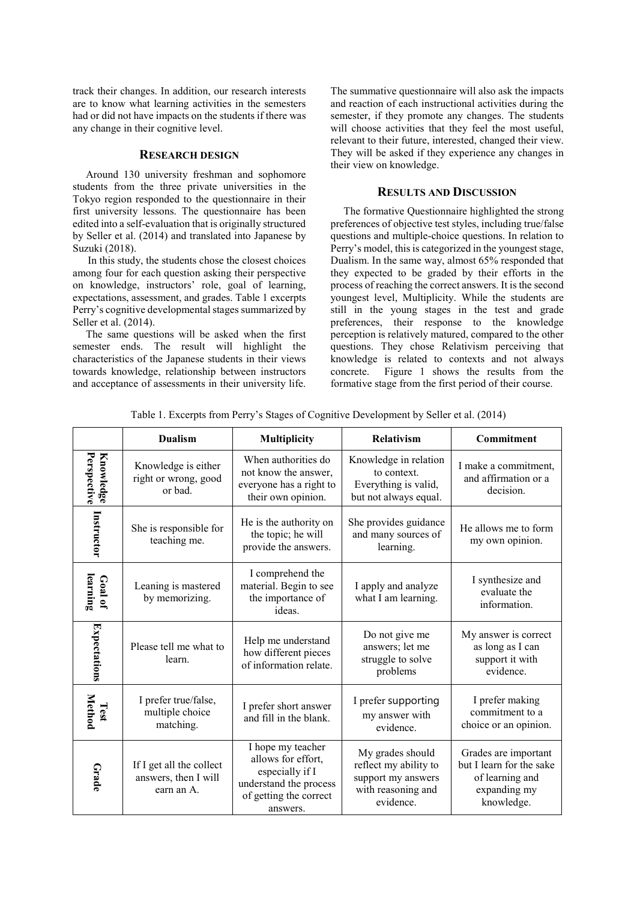track their changes. In addition, our research interests are to know what learning activities in the semesters had or did not have impacts on the students if there was any change in their cognitive level.

## RESEARCH DESIGN

Around 130 university freshman and sophomore students from the three private universities in the Tokyo region responded to the questionnaire in their first university lessons. The questionnaire has been edited into a self-evaluation that is originally structured by Seller et al. (2014) and translated into Japanese by Suzuki (2018).

In this study, the students chose the closest choices among four for each question asking their perspective on knowledge, instructors' role, goal of learning, expectations, assessment, and grades. Table 1 excerpts Perry's cognitive developmental stages summarized by Seller et al. (2014).

The same questions will be asked when the first semester ends. The result will highlight the characteristics of the Japanese students in their views towards knowledge, relationship between instructors and acceptance of assessments in their university life. The summative questionnaire will also ask the impacts and reaction of each instructional activities during the semester, if they promote any changes. The students will choose activities that they feel the most useful, relevant to their future, interested, changed their view. They will be asked if they experience any changes in their view on knowledge.

## RESULTS AND DISCUSSION

The formative Questionnaire highlighted the strong preferences of objective test styles, including true/false questions and multiple-choice questions. In relation to Perry's model, this is categorized in the youngest stage, Dualism. In the same way, almost 65% responded that they expected to be graded by their efforts in the process of reaching the correct answers. It is the second youngest level, Multiplicity. While the students are still in the young stages in the test and grade preferences, their response to the knowledge perception is relatively matured, compared to the other questions. They chose Relativism perceiving that knowledge is related to contexts and not always concrete. Figure 1 shows the results from the formative stage from the first period of their course.

Table 1. Excerpts from Perry's Stages of Cognitive Development by Seller et al. (2014)

| | Dualism | Multiplicity | Relativism | Commitment |
|---|---|---|---|---|
| **Knowledge Perspective** | Knowledge is either right or wrong, good or bad. | When authorities do not know the answer, everyone has a right to their own opinion. | Knowledge in relation to context. Everything is valid, but not always equal. | I make a commitment, and affirmation or a decision. |
| **Instructor** | She is responsible for teaching me. | He is the authority on the topic; he will provide the answers. | She provides guidance and many sources of learning. | He allows me to form my own opinion. |
| **Goal of learning** | Leaning is mastered by memorizing. | I comprehend the material. Begin to see the importance of ideas. | I apply and analyze what I am learning. | I synthesize and evaluate the information. |
| **Expectations** | Please tell me what to learn. | Help me understand how different pieces of information relate. | Do not give me answers; let me struggle to solve problems | My answer is correct as long as I can support it with evidence. |
| **Test Method** | I prefer true/false, multiple choice matching. | I prefer short answer and fill in the blank. | I prefer supporting my answer with evidence. | I prefer making commitment to a choice or an opinion. |
| **Grade** | If I get all the collect answers, then I will earn an A. | I hope my teacher allows for effort, especially if I understand the process of getting the correct answers. | My grades should reflect my ability to support my answers with reasoning and evidence. | Grades are important but I learn for the sake of learning and expanding my knowledge. |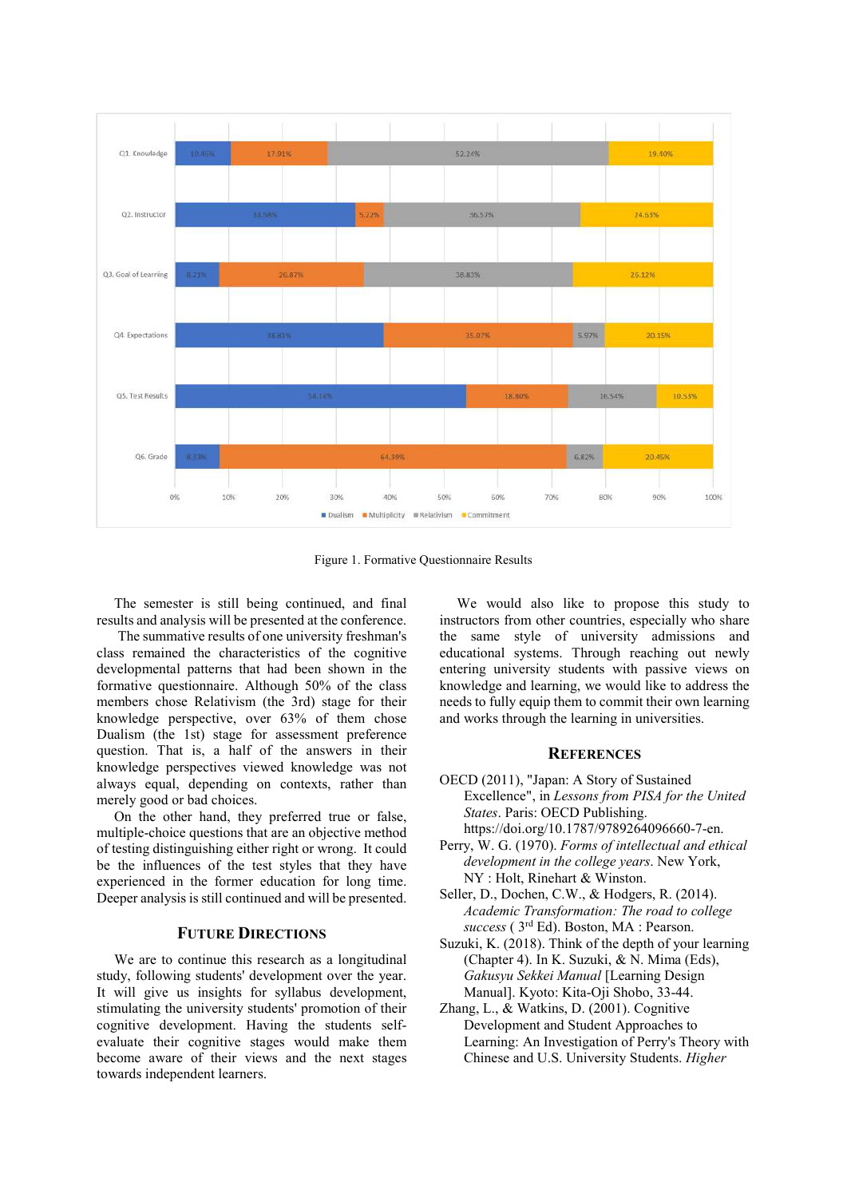| | Dualism | Multiplicity | Relativism | Commitment |
|---|---|---|---|---|
| Q1. Knowledge | 10.45% | 17.91% | 52.24% | 19.40% |
| Q2. Instructor | 33.58% | 5.22% | 36.57% | 24.63% |
| Q3. Goal of Learning | 8.21% | 26.87% | 38.83% | 26.12% |
| Q4. Expectations | 38.81% | 35.07% | 5.97% | 20.15% |
| Q5. Test Results | 54.14% | 18.80% | 16.54% | 10.53% |
| Q6. Grade | 8.33% | 64.39% | 6.82% | 20.45% |

Figure 1. Formative Questionnaire Results

The semester is still being continued, and final results and analysis will be presented at the conference.

The summative results of one university freshman's class remained the characteristics of the cognitive developmental patterns that had been shown in the formative questionnaire. Although 50% of the class members chose Relativism (the 3rd) stage for their knowledge perspective, over 63% of them chose Dualism (the 1st) stage for assessment preference question. That is, a half of the answers in their knowledge perspectives viewed knowledge was not always equal, depending on contexts, rather than merely good or bad choices.

On the other hand, they preferred true or false, multiple-choice questions that are an objective method of testing distinguishing either right or wrong. It could be the influences of the test styles that they have experienced in the former education for long time. Deeper analysis is still continued and will be presented.

## Future Directions

We are to continue this research as a longitudinal study, following students' development over the year. It will give us insights for syllabus development, stimulating the university students' promotion of their cognitive development. Having the students self-evaluate their cognitive stages would make them become aware of their views and the next stages towards independent learners.

We would also like to propose this study to instructors from other countries, especially who share the same style of university admissions and educational systems. Through reaching out newly entering university students with passive views on knowledge and learning, we would like to address the needs to fully equip them to commit their own learning and works through the learning in universities.

## References

OECD (2011), "Japan: A Story of Sustained Excellence", in *Lessons from PISA for the United States*. Paris: OECD Publishing. https://doi.org/10.1787/9789264096660-7-en.

Perry, W. G. (1970). *Forms of intellectual and ethical development in the college years*. New York, NY : Holt, Rinehart & Winston.

Seller, D., Dochen, C.W., & Hodgers, R. (2014). *Academic Transformation: The road to college success* ( 3rd Ed). Boston, MA : Pearson.

Suzuki, K. (2018). Think of the depth of your learning (Chapter 4). In K. Suzuki, & N. Mima (Eds), *Gakusyu Sekkei Manual* [Learning Design Manual]. Kyoto: Kita-Oji Shobo, 33-44.

Zhang, L., & Watkins, D. (2001). Cognitive Development and Student Approaches to Learning: An Investigation of Perry's Theory with Chinese and U.S. University Students. *Higher*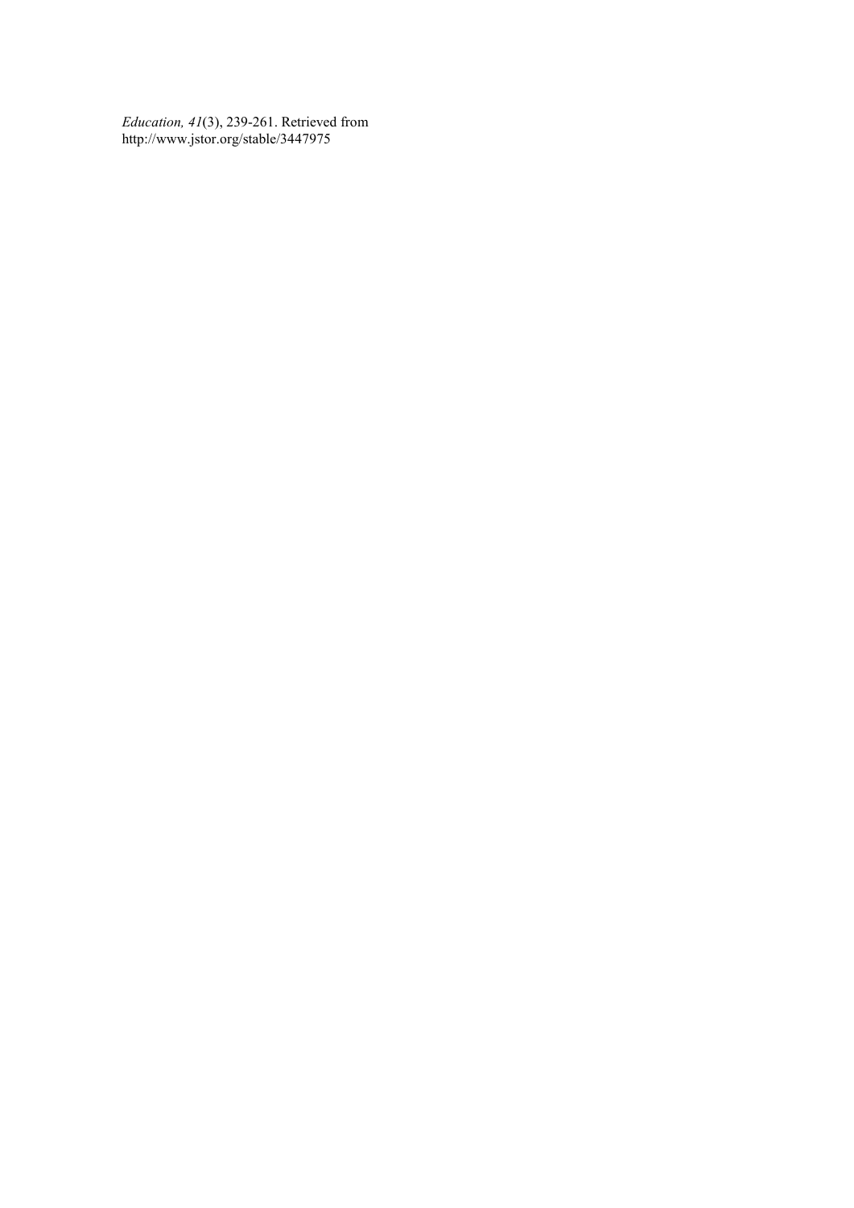*Education, 41*(3), 239-261. Retrieved from http://www.jstor.org/stable/3447975